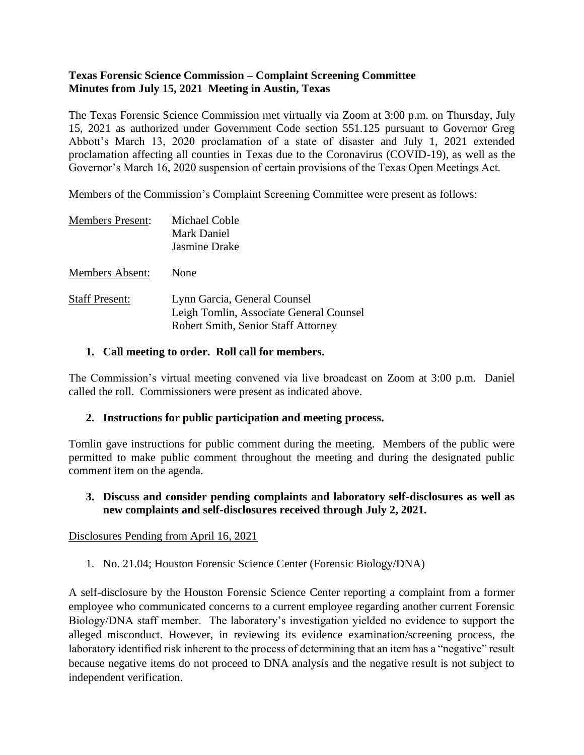**Texas Forensic Science Commission – Complaint Screening Committee**
**Minutes from July 15, 2021 Meeting in Austin, Texas**

The Texas Forensic Science Commission met virtually via Zoom at 3:00 p.m. on Thursday, July 15, 2021 as authorized under Government Code section 551.125 pursuant to Governor Greg Abbott's March 13, 2020 proclamation of a state of disaster and July 1, 2021 extended proclamation affecting all counties in Texas due to the Coronavirus (COVID-19), as well as the Governor's March 16, 2020 suspension of certain provisions of the Texas Open Meetings Act.

Members of the Commission's Complaint Screening Committee were present as follows:

| | |
|---|---|
| Members Present: | Michael Coble<br>Mark Daniel<br>Jasmine Drake |
| Members Absent: | None |
| Staff Present: | Lynn Garcia, General Counsel<br>Leigh Tomlin, Associate General Counsel<br>Robert Smith, Senior Staff Attorney |

**1. Call meeting to order. Roll call for members.**

The Commission's virtual meeting convened via live broadcast on Zoom at 3:00 p.m. Daniel called the roll. Commissioners were present as indicated above.

**2. Instructions for public participation and meeting process.**

Tomlin gave instructions for public comment during the meeting. Members of the public were permitted to make public comment throughout the meeting and during the designated public comment item on the agenda.

**3. Discuss and consider pending complaints and laboratory self-disclosures as well as new complaints and self-disclosures received through July 2, 2021.**

Disclosures Pending from April 16, 2021

1. No. 21.04; Houston Forensic Science Center (Forensic Biology/DNA)

A self-disclosure by the Houston Forensic Science Center reporting a complaint from a former employee who communicated concerns to a current employee regarding another current Forensic Biology/DNA staff member. The laboratory's investigation yielded no evidence to support the alleged misconduct. However, in reviewing its evidence examination/screening process, the laboratory identified risk inherent to the process of determining that an item has a "negative" result because negative items do not proceed to DNA analysis and the negative result is not subject to independent verification.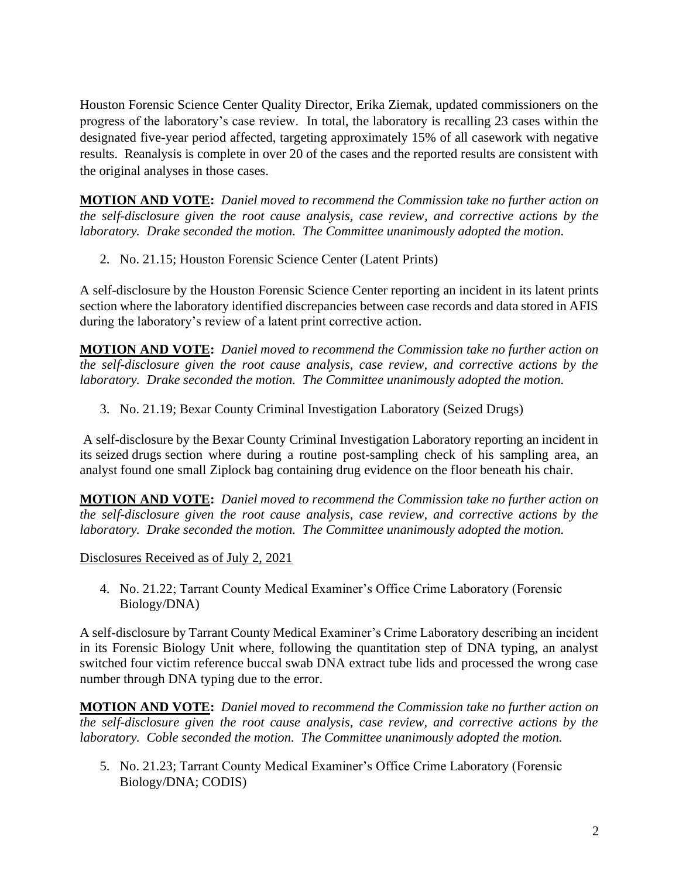Houston Forensic Science Center Quality Director, Erika Ziemak, updated commissioners on the progress of the laboratory's case review. In total, the laboratory is recalling 23 cases within the designated five-year period affected, targeting approximately 15% of all casework with negative results. Reanalysis is complete in over 20 of the cases and the reported results are consistent with the original analyses in those cases.

**MOTION AND VOTE:** *Daniel moved to recommend the Commission take no further action on the self-disclosure given the root cause analysis, case review, and corrective actions by the laboratory. Drake seconded the motion. The Committee unanimously adopted the motion.*

2. No. 21.15; Houston Forensic Science Center (Latent Prints)

A self-disclosure by the Houston Forensic Science Center reporting an incident in its latent prints section where the laboratory identified discrepancies between case records and data stored in AFIS during the laboratory's review of a latent print corrective action.

**MOTION AND VOTE:** *Daniel moved to recommend the Commission take no further action on the self-disclosure given the root cause analysis, case review, and corrective actions by the laboratory. Drake seconded the motion. The Committee unanimously adopted the motion.*

3. No. 21.19; Bexar County Criminal Investigation Laboratory (Seized Drugs)

A self-disclosure by the Bexar County Criminal Investigation Laboratory reporting an incident in its seized drugs section where during a routine post-sampling check of his sampling area, an analyst found one small Ziplock bag containing drug evidence on the floor beneath his chair.

**MOTION AND VOTE:** *Daniel moved to recommend the Commission take no further action on the self-disclosure given the root cause analysis, case review, and corrective actions by the laboratory. Drake seconded the motion. The Committee unanimously adopted the motion.*

<u>Disclosures Received as of July 2, 2021</u>

4. No. 21.22; Tarrant County Medical Examiner's Office Crime Laboratory (Forensic Biology/DNA)

A self-disclosure by Tarrant County Medical Examiner's Crime Laboratory describing an incident in its Forensic Biology Unit where, following the quantitation step of DNA typing, an analyst switched four victim reference buccal swab DNA extract tube lids and processed the wrong case number through DNA typing due to the error.

**MOTION AND VOTE:** *Daniel moved to recommend the Commission take no further action on the self-disclosure given the root cause analysis, case review, and corrective actions by the laboratory. Coble seconded the motion. The Committee unanimously adopted the motion.*

5. No. 21.23; Tarrant County Medical Examiner's Office Crime Laboratory (Forensic Biology/DNA; CODIS)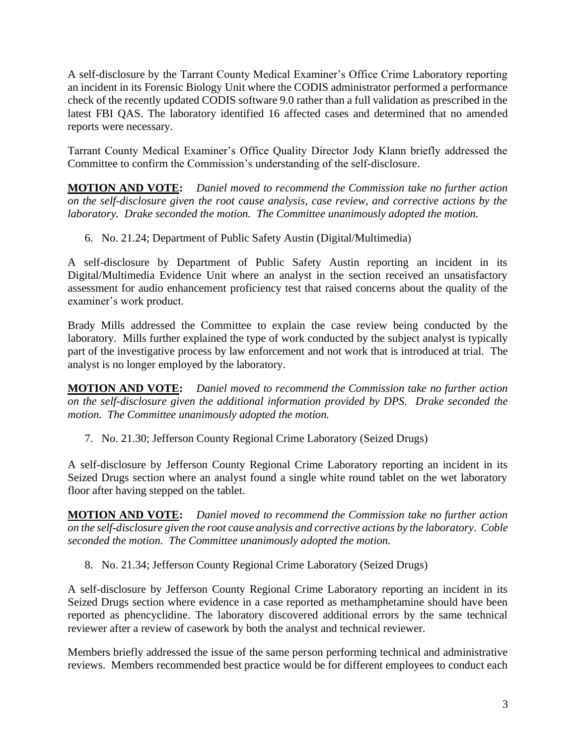A self-disclosure by the Tarrant County Medical Examiner's Office Crime Laboratory reporting an incident in its Forensic Biology Unit where the CODIS administrator performed a performance check of the recently updated CODIS software 9.0 rather than a full validation as prescribed in the latest FBI QAS. The laboratory identified 16 affected cases and determined that no amended reports were necessary.

Tarrant County Medical Examiner's Office Quality Director Jody Klann briefly addressed the Committee to confirm the Commission's understanding of the self-disclosure.

**MOTION AND VOTE:** *Daniel moved to recommend the Commission take no further action on the self-disclosure given the root cause analysis, case review, and corrective actions by the laboratory. Drake seconded the motion. The Committee unanimously adopted the motion.*

6. No. 21.24; Department of Public Safety Austin (Digital/Multimedia)

A self-disclosure by Department of Public Safety Austin reporting an incident in its Digital/Multimedia Evidence Unit where an analyst in the section received an unsatisfactory assessment for audio enhancement proficiency test that raised concerns about the quality of the examiner's work product.

Brady Mills addressed the Committee to explain the case review being conducted by the laboratory. Mills further explained the type of work conducted by the subject analyst is typically part of the investigative process by law enforcement and not work that is introduced at trial. The analyst is no longer employed by the laboratory.

**MOTION AND VOTE:** *Daniel moved to recommend the Commission take no further action on the self-disclosure given the additional information provided by DPS. Drake seconded the motion. The Committee unanimously adopted the motion.*

7. No. 21.30; Jefferson County Regional Crime Laboratory (Seized Drugs)

A self-disclosure by Jefferson County Regional Crime Laboratory reporting an incident in its Seized Drugs section where an analyst found a single white round tablet on the wet laboratory floor after having stepped on the tablet.

**MOTION AND VOTE:** *Daniel moved to recommend the Commission take no further action on the self-disclosure given the root cause analysis and corrective actions by the laboratory. Coble seconded the motion. The Committee unanimously adopted the motion.*

8. No. 21.34; Jefferson County Regional Crime Laboratory (Seized Drugs)

A self-disclosure by Jefferson County Regional Crime Laboratory reporting an incident in its Seized Drugs section where evidence in a case reported as methamphetamine should have been reported as phencyclidine. The laboratory discovered additional errors by the same technical reviewer after a review of casework by both the analyst and technical reviewer.

Members briefly addressed the issue of the same person performing technical and administrative reviews. Members recommended best practice would be for different employees to conduct each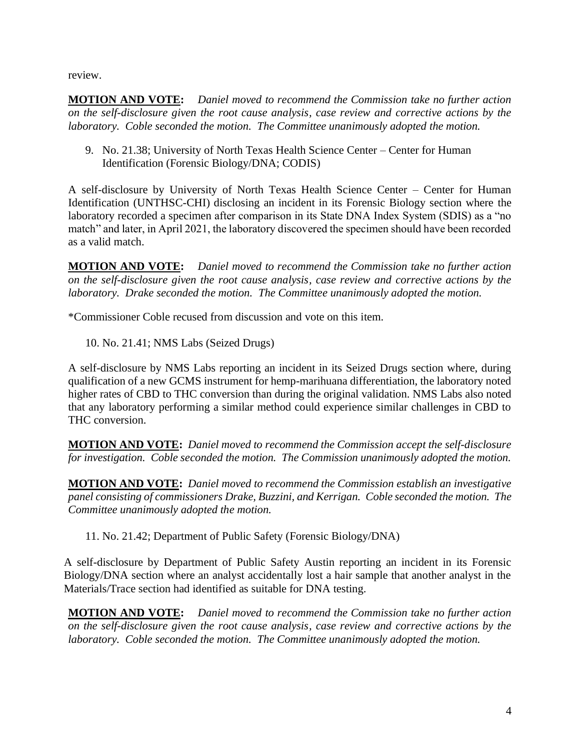review.

**MOTION AND VOTE:** *Daniel moved to recommend the Commission take no further action on the self-disclosure given the root cause analysis, case review and corrective actions by the laboratory. Coble seconded the motion. The Committee unanimously adopted the motion.*

9. No. 21.38; University of North Texas Health Science Center – Center for Human Identification (Forensic Biology/DNA; CODIS)

A self-disclosure by University of North Texas Health Science Center – Center for Human Identification (UNTHSC-CHI) disclosing an incident in its Forensic Biology section where the laboratory recorded a specimen after comparison in its State DNA Index System (SDIS) as a "no match" and later, in April 2021, the laboratory discovered the specimen should have been recorded as a valid match.

**MOTION AND VOTE:** *Daniel moved to recommend the Commission take no further action on the self-disclosure given the root cause analysis, case review and corrective actions by the laboratory. Drake seconded the motion. The Committee unanimously adopted the motion.*

*Commissioner Coble recused from discussion and vote on this item.

10. No. 21.41; NMS Labs (Seized Drugs)

A self-disclosure by NMS Labs reporting an incident in its Seized Drugs section where, during qualification of a new GCMS instrument for hemp-marihuana differentiation, the laboratory noted higher rates of CBD to THC conversion than during the original validation. NMS Labs also noted that any laboratory performing a similar method could experience similar challenges in CBD to THC conversion.

**MOTION AND VOTE:** *Daniel moved to recommend the Commission accept the self-disclosure for investigation. Coble seconded the motion. The Commission unanimously adopted the motion.*

**MOTION AND VOTE:** *Daniel moved to recommend the Commission establish an investigative panel consisting of commissioners Drake, Buzzini, and Kerrigan. Coble seconded the motion. The Committee unanimously adopted the motion.*

11. No. 21.42; Department of Public Safety (Forensic Biology/DNA)

A self-disclosure by Department of Public Safety Austin reporting an incident in its Forensic Biology/DNA section where an analyst accidentally lost a hair sample that another analyst in the Materials/Trace section had identified as suitable for DNA testing.

**MOTION AND VOTE:** *Daniel moved to recommend the Commission take no further action on the self-disclosure given the root cause analysis, case review and corrective actions by the laboratory. Coble seconded the motion. The Committee unanimously adopted the motion.*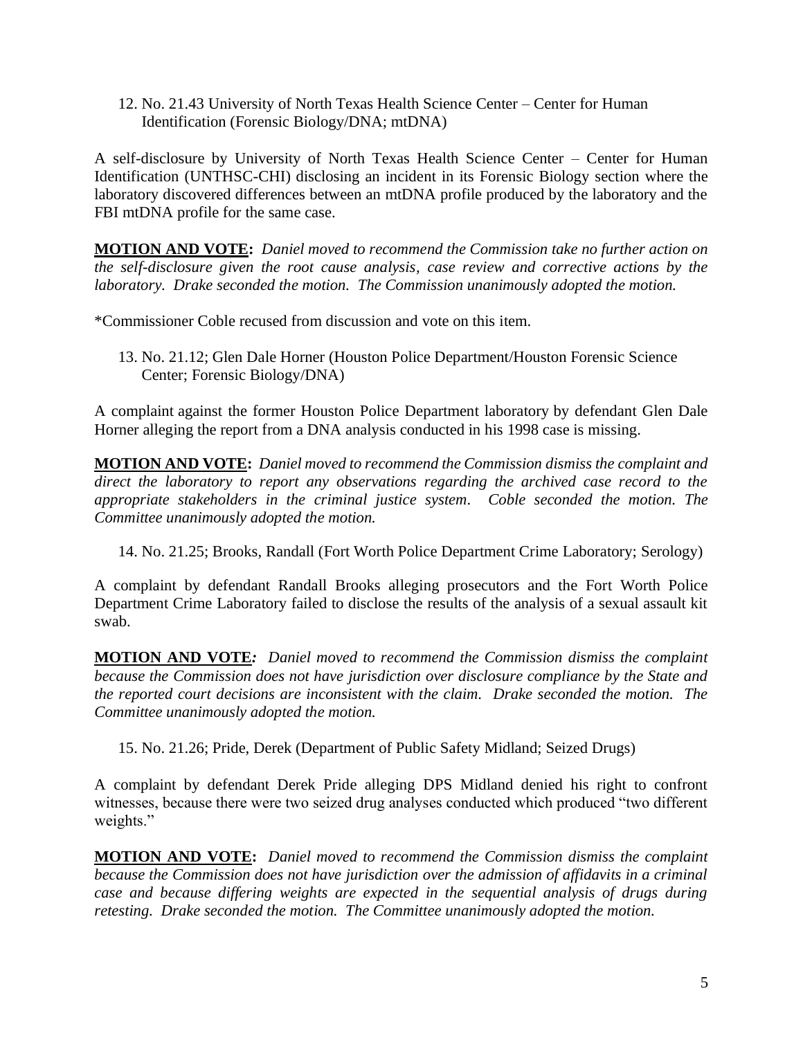12. No. 21.43 University of North Texas Health Science Center – Center for Human Identification (Forensic Biology/DNA; mtDNA)

A self-disclosure by University of North Texas Health Science Center – Center for Human Identification (UNTHSC-CHI) disclosing an incident in its Forensic Biology section where the laboratory discovered differences between an mtDNA profile produced by the laboratory and the FBI mtDNA profile for the same case.

**MOTION AND VOTE:** *Daniel moved to recommend the Commission take no further action on the self-disclosure given the root cause analysis, case review and corrective actions by the laboratory. Drake seconded the motion. The Commission unanimously adopted the motion.*

*Commissioner Coble recused from discussion and vote on this item.

13. No. 21.12; Glen Dale Horner (Houston Police Department/Houston Forensic Science Center; Forensic Biology/DNA)

A complaint against the former Houston Police Department laboratory by defendant Glen Dale Horner alleging the report from a DNA analysis conducted in his 1998 case is missing.

**MOTION AND VOTE:** *Daniel moved to recommend the Commission dismiss the complaint and direct the laboratory to report any observations regarding the archived case record to the appropriate stakeholders in the criminal justice system. Coble seconded the motion. The Committee unanimously adopted the motion.*

14. No. 21.25; Brooks, Randall (Fort Worth Police Department Crime Laboratory; Serology)

A complaint by defendant Randall Brooks alleging prosecutors and the Fort Worth Police Department Crime Laboratory failed to disclose the results of the analysis of a sexual assault kit swab.

**MOTION AND VOTE***:* *Daniel moved to recommend the Commission dismiss the complaint because the Commission does not have jurisdiction over disclosure compliance by the State and the reported court decisions are inconsistent with the claim. Drake seconded the motion. The Committee unanimously adopted the motion.*

15. No. 21.26; Pride, Derek (Department of Public Safety Midland; Seized Drugs)

A complaint by defendant Derek Pride alleging DPS Midland denied his right to confront witnesses, because there were two seized drug analyses conducted which produced "two different weights."

**MOTION AND VOTE:** *Daniel moved to recommend the Commission dismiss the complaint because the Commission does not have jurisdiction over the admission of affidavits in a criminal case and because differing weights are expected in the sequential analysis of drugs during retesting. Drake seconded the motion. The Committee unanimously adopted the motion.*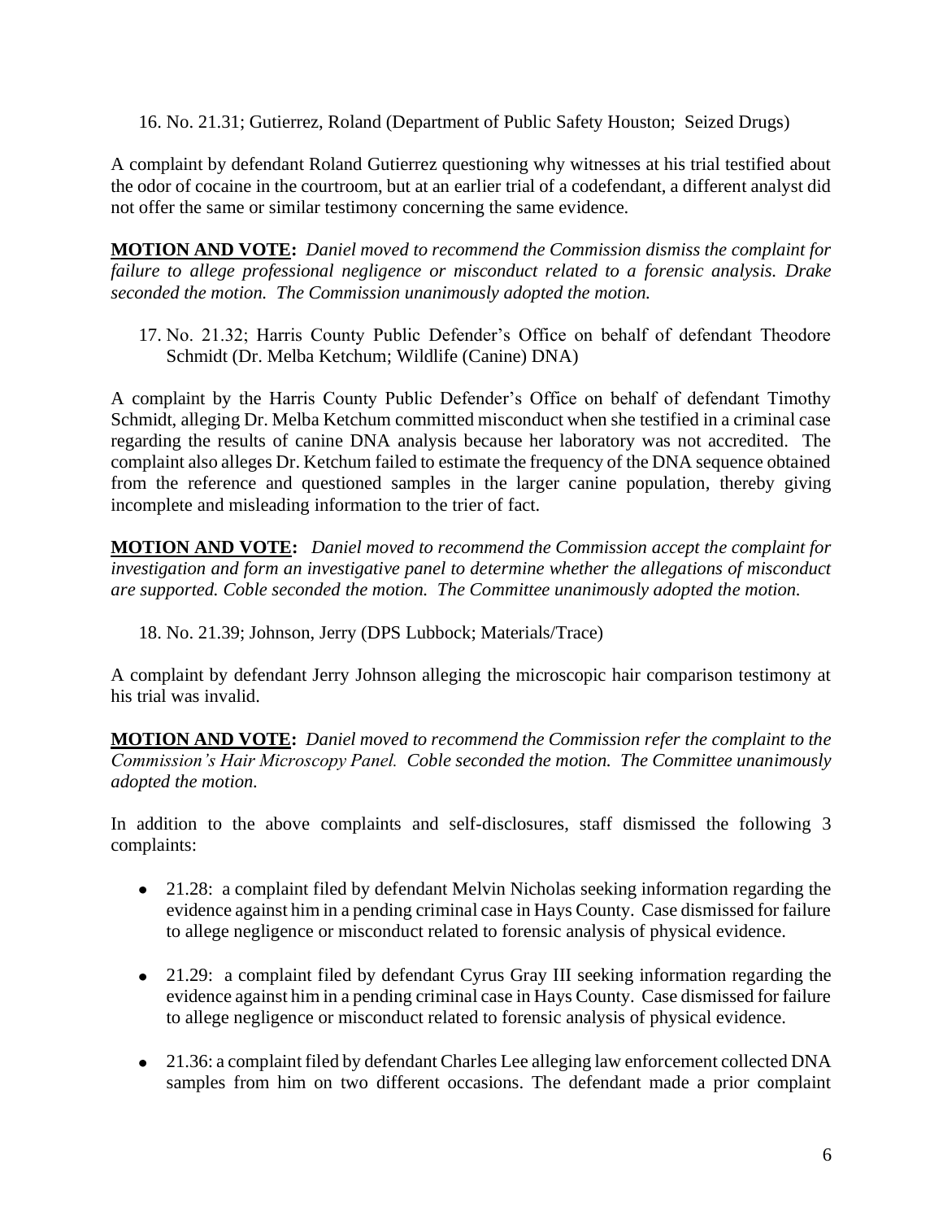16. No. 21.31; Gutierrez, Roland (Department of Public Safety Houston; Seized Drugs)

A complaint by defendant Roland Gutierrez questioning why witnesses at his trial testified about the odor of cocaine in the courtroom, but at an earlier trial of a codefendant, a different analyst did not offer the same or similar testimony concerning the same evidence.

**MOTION AND VOTE:** *Daniel moved to recommend the Commission dismiss the complaint for failure to allege professional negligence or misconduct related to a forensic analysis. Drake seconded the motion. The Commission unanimously adopted the motion.*

17. No. 21.32; Harris County Public Defender's Office on behalf of defendant Theodore Schmidt (Dr. Melba Ketchum; Wildlife (Canine) DNA)

A complaint by the Harris County Public Defender's Office on behalf of defendant Timothy Schmidt, alleging Dr. Melba Ketchum committed misconduct when she testified in a criminal case regarding the results of canine DNA analysis because her laboratory was not accredited. The complaint also alleges Dr. Ketchum failed to estimate the frequency of the DNA sequence obtained from the reference and questioned samples in the larger canine population, thereby giving incomplete and misleading information to the trier of fact.

**MOTION AND VOTE:** *Daniel moved to recommend the Commission accept the complaint for investigation and form an investigative panel to determine whether the allegations of misconduct are supported. Coble seconded the motion. The Committee unanimously adopted the motion.*

18. No. 21.39; Johnson, Jerry (DPS Lubbock; Materials/Trace)

A complaint by defendant Jerry Johnson alleging the microscopic hair comparison testimony at his trial was invalid.

**MOTION AND VOTE:** *Daniel moved to recommend the Commission refer the complaint to the Commission's Hair Microscopy Panel. Coble seconded the motion. The Committee unanimously adopted the motion.*

In addition to the above complaints and self-disclosures, staff dismissed the following 3 complaints:

- 21.28: a complaint filed by defendant Melvin Nicholas seeking information regarding the evidence against him in a pending criminal case in Hays County. Case dismissed for failure to allege negligence or misconduct related to forensic analysis of physical evidence.

- 21.29: a complaint filed by defendant Cyrus Gray III seeking information regarding the evidence against him in a pending criminal case in Hays County. Case dismissed for failure to allege negligence or misconduct related to forensic analysis of physical evidence.

- 21.36: a complaint filed by defendant Charles Lee alleging law enforcement collected DNA samples from him on two different occasions. The defendant made a prior complaint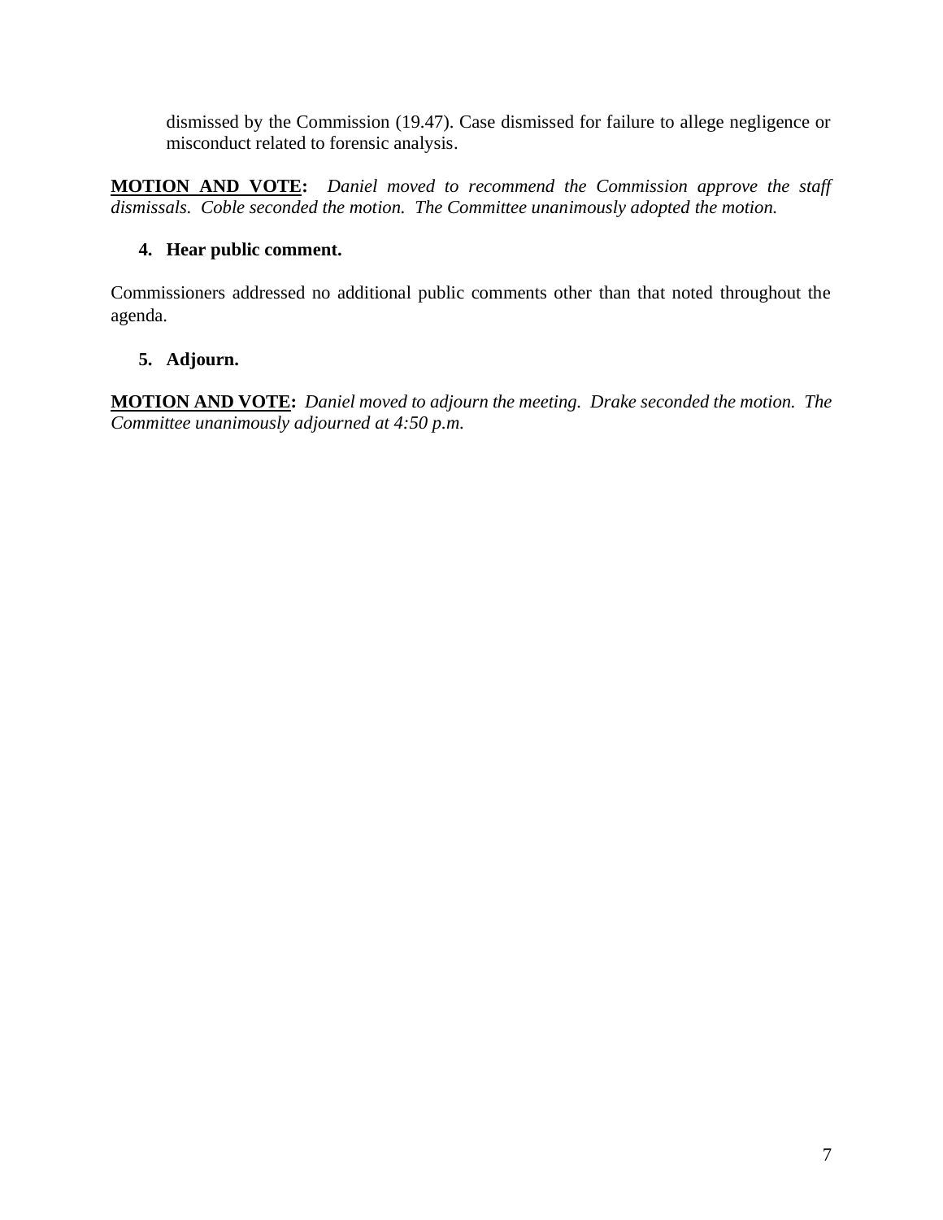dismissed by the Commission (19.47). Case dismissed for failure to allege negligence or misconduct related to forensic analysis.

**MOTION AND VOTE:** *Daniel moved to recommend the Commission approve the staff dismissals. Coble seconded the motion. The Committee unanimously adopted the motion.*

**4. Hear public comment.**

Commissioners addressed no additional public comments other than that noted throughout the agenda.

**5. Adjourn.**

**MOTION AND VOTE:** *Daniel moved to adjourn the meeting. Drake seconded the motion. The Committee unanimously adjourned at 4:50 p.m.*